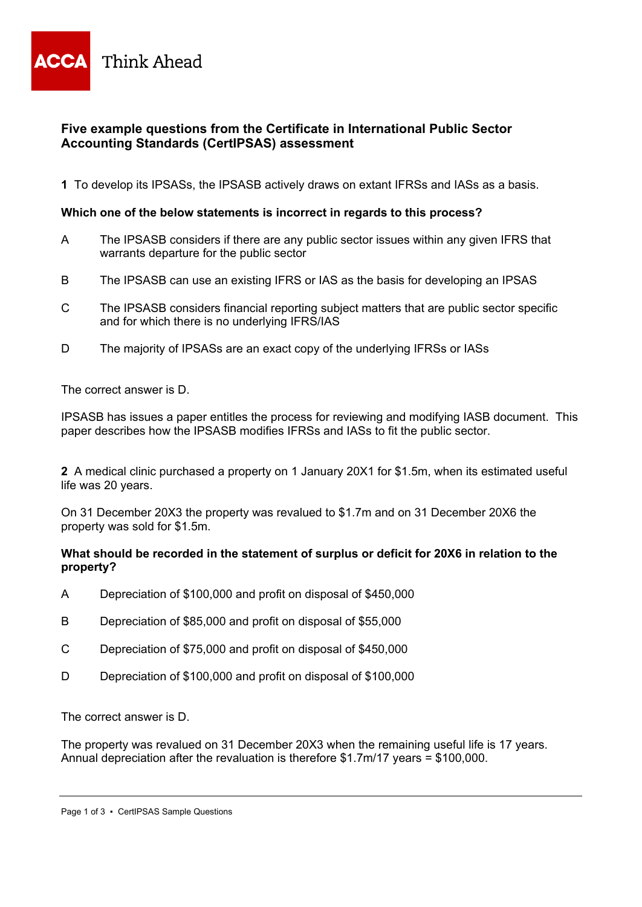**ACCA** Think Ahead

## Five example questions from the Certificate in International Public Sector Accounting Standards (CertIPSAS) assessment

**1** To develop its IPSASs, the IPSASB actively draws on extant IFRSs and IASs as a basis.

**Which one of the below statements is incorrect in regards to this process?**

A The IPSASB considers if there are any public sector issues within any given IFRS that warrants departure for the public sector

B The IPSASB can use an existing IFRS or IAS as the basis for developing an IPSAS

C The IPSASB considers financial reporting subject matters that are public sector specific and for which there is no underlying IFRS/IAS

D The majority of IPSASs are an exact copy of the underlying IFRSs or IASs

The correct answer is D.

IPSASB has issues a paper entitles the process for reviewing and modifying IASB document. This paper describes how the IPSASB modifies IFRSs and IASs to fit the public sector.

**2** A medical clinic purchased a property on 1 January 20X1 for $1.5m, when its estimated useful life was 20 years.

On 31 December 20X3 the property was revalued to $1.7m and on 31 December 20X6 the property was sold for $1.5m.

**What should be recorded in the statement of surplus or deficit for 20X6 in relation to the property?**

A Depreciation of $100,000 and profit on disposal of $450,000

B Depreciation of $85,000 and profit on disposal of $55,000

C Depreciation of $75,000 and profit on disposal of $450,000

D Depreciation of $100,000 and profit on disposal of $100,000

The correct answer is D.

The property was revalued on 31 December 20X3 when the remaining useful life is 17 years. Annual depreciation after the revaluation is therefore $1.7m/17 years = $100,000.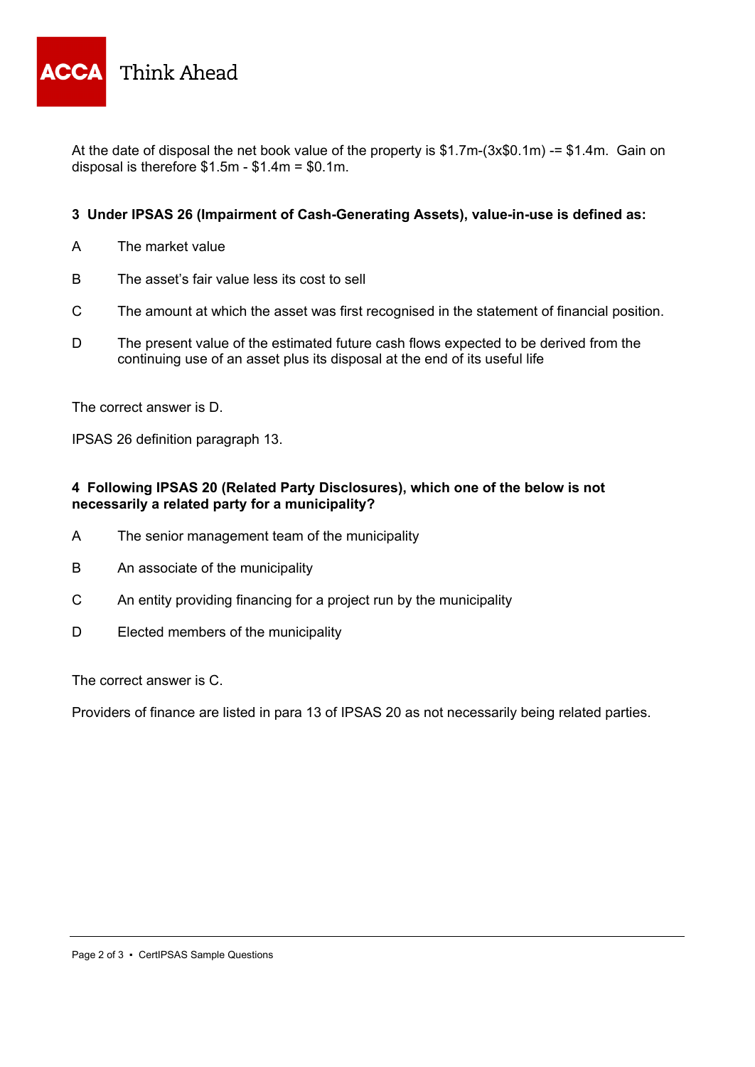At the date of disposal the net book value of the property is \$1.7m-(3x\$0.1m) -= \$1.4m. Gain on disposal is therefore \$1.5m - \$1.4m = \$0.1m.

**3 Under IPSAS 26 (Impairment of Cash-Generating Assets), value-in-use is defined as:**

A The market value

B The asset's fair value less its cost to sell

C The amount at which the asset was first recognised in the statement of financial position.

D The present value of the estimated future cash flows expected to be derived from the continuing use of an asset plus its disposal at the end of its useful life

The correct answer is D.

IPSAS 26 definition paragraph 13.

**4 Following IPSAS 20 (Related Party Disclosures), which one of the below is not necessarily a related party for a municipality?**

A The senior management team of the municipality

B An associate of the municipality

C An entity providing financing for a project run by the municipality

D Elected members of the municipality

The correct answer is C.

Providers of finance are listed in para 13 of IPSAS 20 as not necessarily being related parties.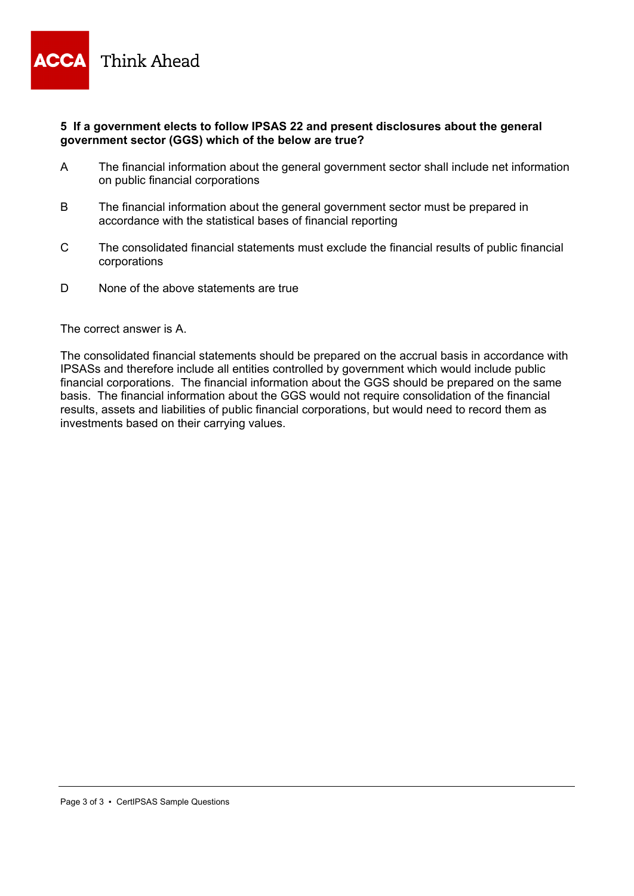**5 If a government elects to follow IPSAS 22 and present disclosures about the general government sector (GGS) which of the below are true?**

A The financial information about the general government sector shall include net information on public financial corporations

B The financial information about the general government sector must be prepared in accordance with the statistical bases of financial reporting

C The consolidated financial statements must exclude the financial results of public financial corporations

D None of the above statements are true

The correct answer is A.

The consolidated financial statements should be prepared on the accrual basis in accordance with IPSASs and therefore include all entities controlled by government which would include public financial corporations. The financial information about the GGS should be prepared on the same basis. The financial information about the GGS would not require consolidation of the financial results, assets and liabilities of public financial corporations, but would need to record them as investments based on their carrying values.